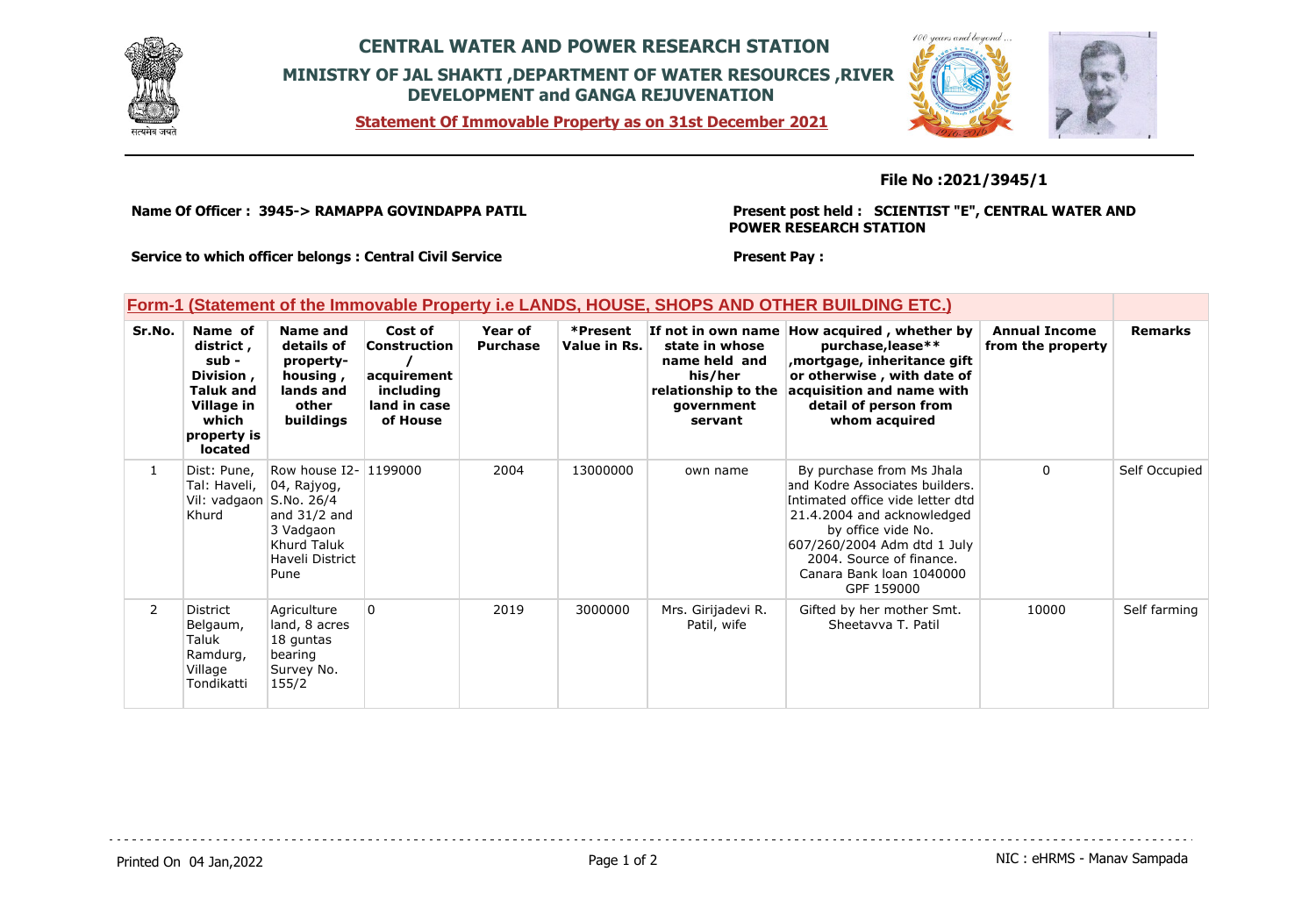# CENTRAL WATER AND POWER RESEARCH STATION

## MINISTRY OF JAL SHAKTI ,DEPARTMENT OF WATER RESOURCES ,RIVER DEVELOPMENT and GANGA REJUVENATION

**Statement Of Immovable Property as on 31st December 2021**

**File No :2021/3945/1**

**Name Of Officer : 3945-> RAMAPPA GOVINDAPPA PATIL**

**Present post held : SCIENTIST "E", CENTRAL WATER AND POWER RESEARCH STATION**

**Service to which officer belongs : Central Civil Service**

**Present Pay :**

### Form-1 (Statement of the Immovable Property i.e LANDS, HOUSE, SHOPS AND OTHER BUILDING ETC.)

| Sr.No. | Name of district , sub - Division , Taluk and Village in which property is located | Name and details of property- housing , lands and other buildings | Cost of Construction / acquirement including land in case of House | Year of Purchase | *Present Value in Rs. | If not in own name state in whose name held and his/her relationship to the government servant | How acquired , whether by purchase,lease** ,mortgage, inheritance gift or otherwise , with date of acquisition and name with detail of person from whom acquired | Annual Income from the property | Remarks |
|---|---|---|---|---|---|---|---|---|---|
| 1 | Dist: Pune, Tal: Haveli, Vil: vadgaon Khurd | Row house I2-04, Rajyog, S.No. 26/4 and 31/2 and 3 Vadgaon Khurd Taluk Haveli District Pune | 1199000 | 2004 | 13000000 | own name | By purchase from Ms Jhala and Kodre Associates builders. Intimated office vide letter dtd 21.4.2004 and acknowledged by office vide No. 607/260/2004 Adm dtd 1 July 2004. Source of finance. Canara Bank loan 1040000 GPF 159000 | 0 | Self Occupied |
| 2 | District Belgaum, Taluk Ramdurg, Village Tondikatti | Agriculture land, 8 acres 18 guntas bearing Survey No. 155/2 | 0 | 2019 | 3000000 | Mrs. Girijadevi R. Patil, wife | Gifted by her mother Smt. Sheetavva T. Patil | 10000 | Self farming |

Printed On 04 Jan,2022

NIC : eHRMS - Manav Sampada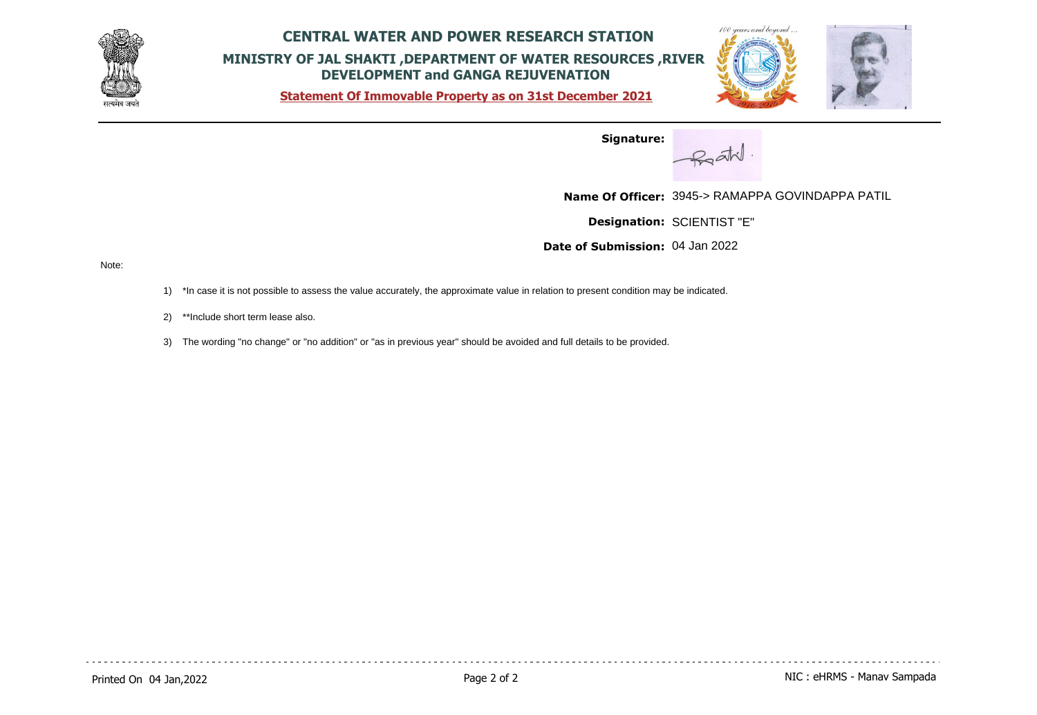# CENTRAL WATER AND POWER RESEARCH STATION

## MINISTRY OF JAL SHAKTI ,DEPARTMENT OF WATER RESOURCES ,RIVER DEVELOPMENT and GANGA REJUVENATION

**Statement Of Immovable Property as on 31st December 2021**

**Signature:**

**Name Of Officer:** 3945-> RAMAPPA GOVINDAPPA PATIL

**Designation:** SCIENTIST "E"

**Date of Submission:** 04 Jan 2022

Note:

1) *In case it is not possible to assess the value accurately, the approximate value in relation to present condition may be indicated.

2) **Include short term lease also.

3) The wording "no change" or "no addition" or "as in previous year" should be avoided and full details to be provided.

Printed On 04 Jan,2022

NIC : eHRMS - Manav Sampada